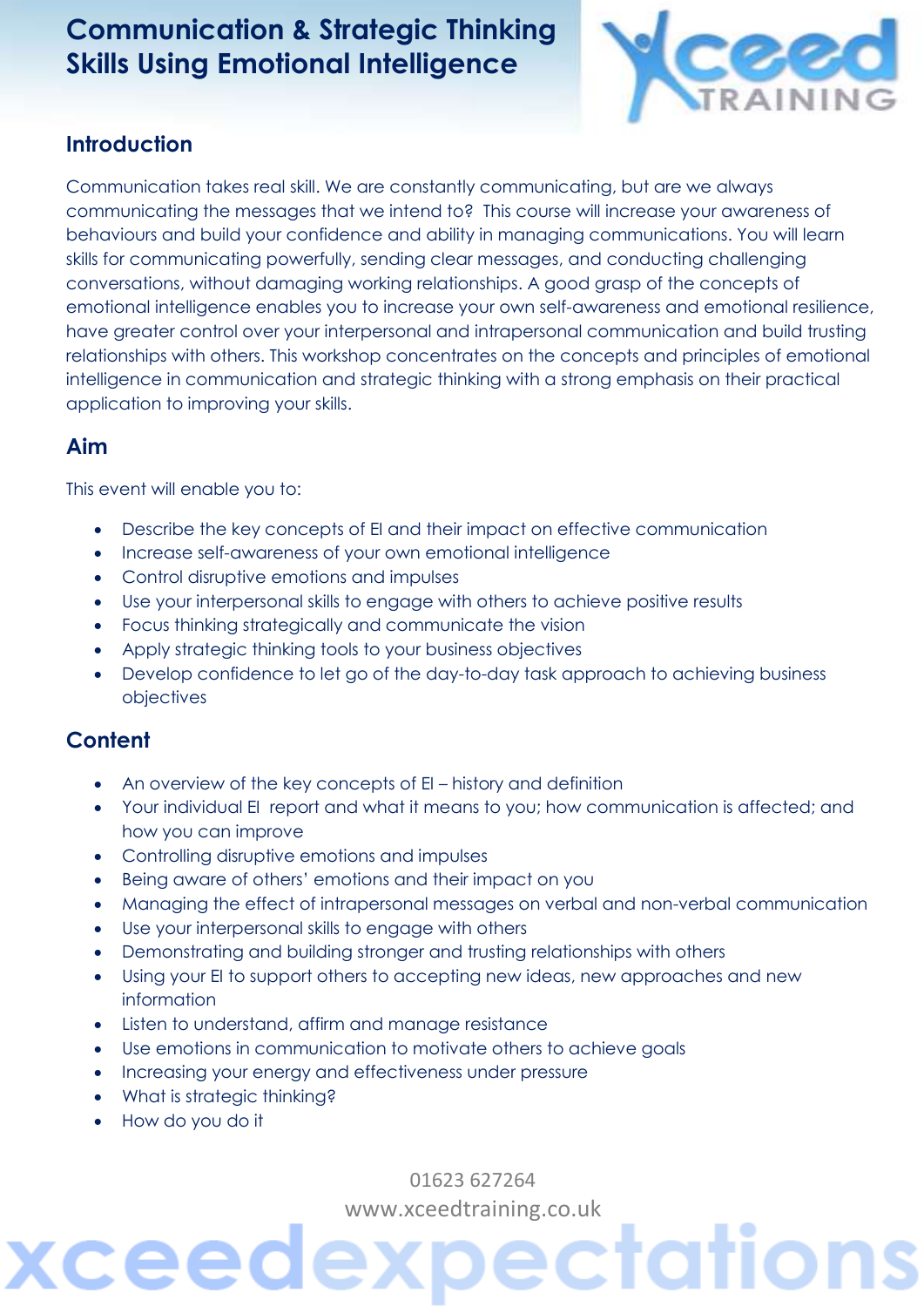# Communication & Strategic Thinking Skills Using Emotional Intelligence

## Introduction

Communication takes real skill. We are constantly communicating, but are we always communicating the messages that we intend to? This course will increase your awareness of behaviours and build your confidence and ability in managing communications. You will learn skills for communicating powerfully, sending clear messages, and conducting challenging conversations, without damaging working relationships. A good grasp of the concepts of emotional intelligence enables you to increase your own self-awareness and emotional resilience, have greater control over your interpersonal and intrapersonal communication and build trusting relationships with others. This workshop concentrates on the concepts and principles of emotional intelligence in communication and strategic thinking with a strong emphasis on their practical application to improving your skills.

## Aim

This event will enable you to:

- Describe the key concepts of EI and their impact on effective communication
- Increase self-awareness of your own emotional intelligence
- Control disruptive emotions and impulses
- Use your interpersonal skills to engage with others to achieve positive results
- Focus thinking strategically and communicate the vision
- Apply strategic thinking tools to your business objectives
- Develop confidence to let go of the day-to-day task approach to achieving business objectives

## Content

- An overview of the key concepts of EI – history and definition
- Your individual EI report and what it means to you; how communication is affected; and how you can improve
- Controlling disruptive emotions and impulses
- Being aware of others' emotions and their impact on you
- Managing the effect of intrapersonal messages on verbal and non-verbal communication
- Use your interpersonal skills to engage with others
- Demonstrating and building stronger and trusting relationships with others
- Using your EI to support others to accepting new ideas, new approaches and new information
- Listen to understand, affirm and manage resistance
- Use emotions in communication to motivate others to achieve goals
- Increasing your energy and effectiveness under pressure
- What is strategic thinking?
- How do you do it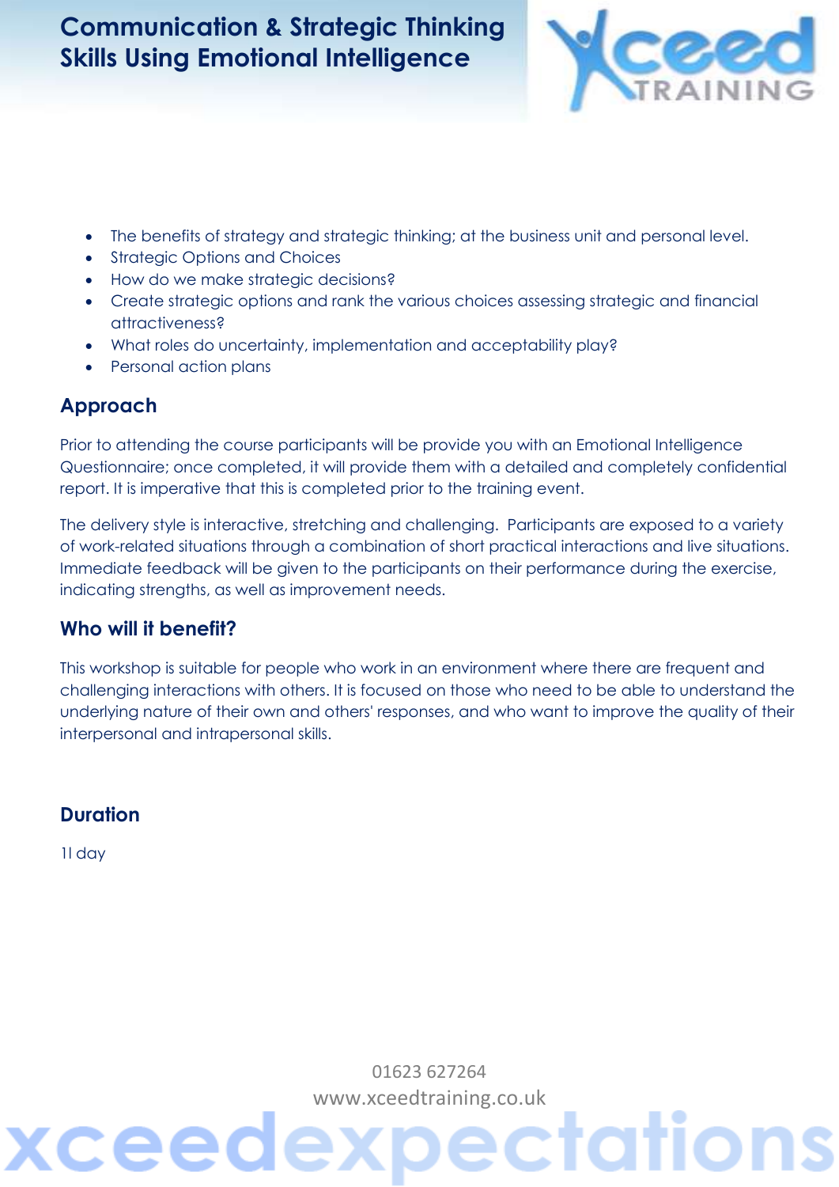- The benefits of strategy and strategic thinking; at the business unit and personal level.
- Strategic Options and Choices
- How do we make strategic decisions?
- Create strategic options and rank the various choices assessing strategic and financial attractiveness?
- What roles do uncertainty, implementation and acceptability play?
- Personal action plans

## Approach

Prior to attending the course participants will be provide you with an Emotional Intelligence Questionnaire; once completed, it will provide them with a detailed and completely confidential report. It is imperative that this is completed prior to the training event.

The delivery style is interactive, stretching and challenging. Participants are exposed to a variety of work-related situations through a combination of short practical interactions and live situations. Immediate feedback will be given to the participants on their performance during the exercise, indicating strengths, as well as improvement needs.

## Who will it benefit?

This workshop is suitable for people who work in an environment where there are frequent and challenging interactions with others. It is focused on those who need to be able to understand the underlying nature of their own and others' responses, and who want to improve the quality of their interpersonal and intrapersonal skills.

## Duration

1l day